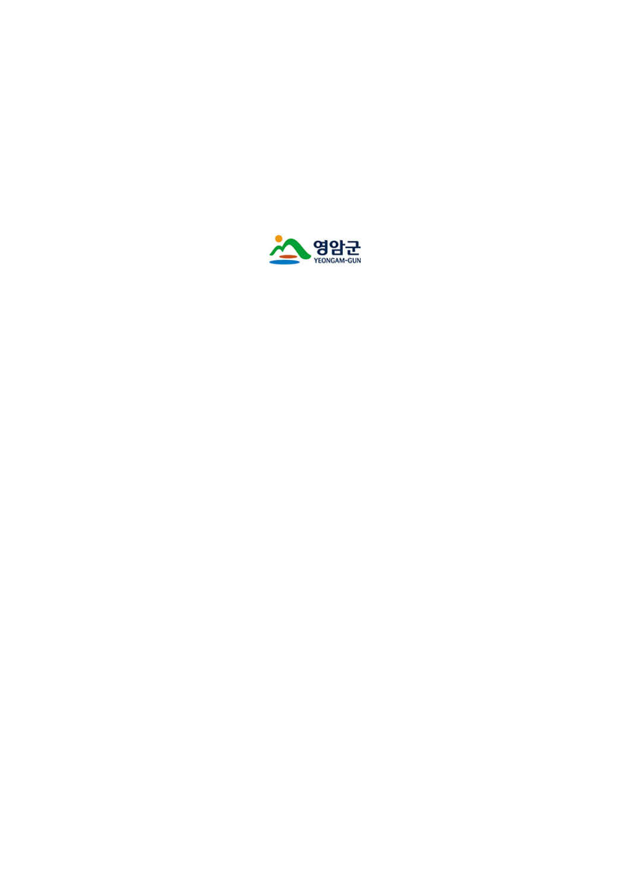영암군
YEONGAM-GUN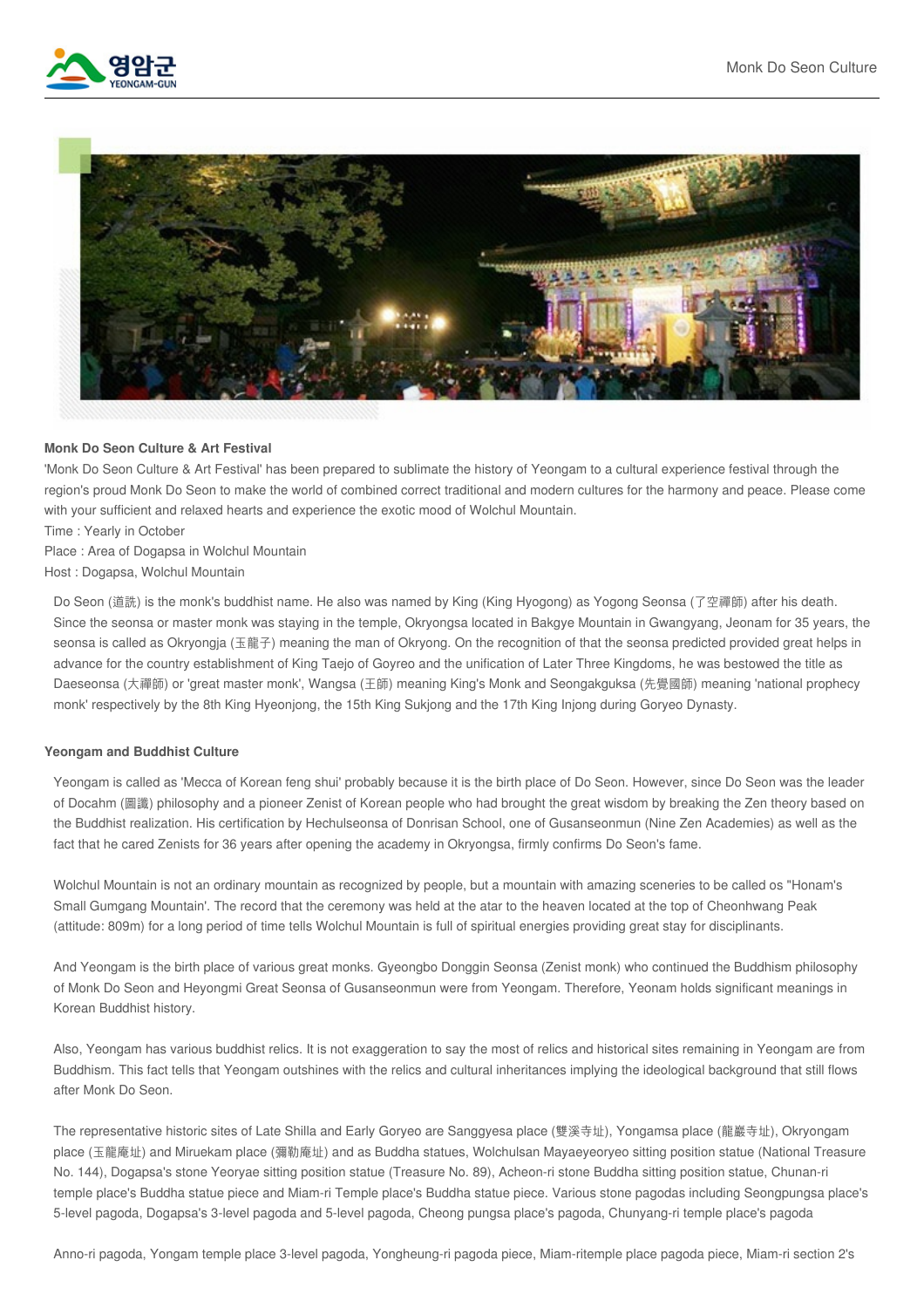**Monk Do Seon Culture & Art Festival**

'Monk Do Seon Culture & Art Festival' has been prepared to sublimate the history of Yeongam to a cultural experience festival through the region's proud Monk Do Seon to make the world of combined correct traditional and modern cultures for the harmony and peace. Please come with your sufficient and relaxed hearts and experience the exotic mood of Wolchul Mountain.

Time : Yearly in October

Place : Area of Dogapsa in Wolchul Mountain

Host : Dogapsa, Wolchul Mountain

Do Seon (道詵) is the monk's buddhist name. He also was named by King (King Hyogong) as Yogong Seonsa (了空禪師) after his death. Since the seonsa or master monk was staying in the temple, Okryongsa located in Bakgye Mountain in Gwangyang, Jeonam for 35 years, the seonsa is called as Okryongja (玉龍子) meaning the man of Okryong. On the recognition of that the seonsa predicted provided great helps in advance for the country establishment of King Taejo of Goyreo and the unification of Later Three Kingdoms, he was bestowed the title as Daeseonsa (大禪師) or 'great master monk', Wangsa (王師) meaning King's Monk and Seongakguksa (先覺國師) meaning 'national prophecy monk' respectively by the 8th King Hyeonjong, the 15th King Sukjong and the 17th King Injong during Goryeo Dynasty.

**Yeongam and Buddhist Culture**

Yeongam is called as 'Mecca of Korean feng shui' probably because it is the birth place of Do Seon. However, since Do Seon was the leader of Docahm (圖讖) philosophy and a pioneer Zenist of Korean people who had brought the great wisdom by breaking the Zen theory based on the Buddhist realization. His certification by Hechulseonsa of Donrisan School, one of Gusanseonmun (Nine Zen Academies) as well as the fact that he cared Zenists for 36 years after opening the academy in Okryongsa, firmly confirms Do Seon's fame.

Wolchul Mountain is not an ordinary mountain as recognized by people, but a mountain with amazing sceneries to be called os "Honam's Small Gumgang Mountain'. The record that the ceremony was held at the atar to the heaven located at the top of Cheonhwang Peak (attitude: 809m) for a long period of time tells Wolchul Mountain is full of spiritual energies providing great stay for disciplinants.

And Yeongam is the birth place of various great monks. Gyeongbo Donggin Seonsa (Zenist monk) who continued the Buddhism philosophy of Monk Do Seon and Heyongmi Great Seonsa of Gusanseonmun were from Yeongam. Therefore, Yeonam holds significant meanings in Korean Buddhist history.

Also, Yeongam has various buddhist relics. It is not exaggeration to say the most of relics and historical sites remaining in Yeongam are from Buddhism. This fact tells that Yeongam outshines with the relics and cultural inheritances implying the ideological background that still flows after Monk Do Seon.

The representative historic sites of Late Shilla and Early Goryeo are Sanggyesa place (雙溪寺址), Yongamsa place (龍巖寺址), Okryongam place (玉龍庵址) and Miruekam place (彌勒庵址) and as Buddha statues, Wolchulsan Mayaeyeoryeo sitting position statue (National Treasure No. 144), Dogapsa's stone Yeoryae sitting position statue (Treasure No. 89), Acheon-ri stone Buddha sitting position statue, Chunan-ri temple place's Buddha statue piece and Miam-ri Temple place's Buddha statue piece. Various stone pagodas including Seongpungsa place's 5-level pagoda, Dogapsa's 3-level pagoda and 5-level pagoda, Cheong pungsa place's pagoda, Chunyang-ri temple place's pagoda

Anno-ri pagoda, Yongam temple place 3-level pagoda, Yongheung-ri pagoda piece, Miam-ritemple place pagoda piece, Miam-ri section 2's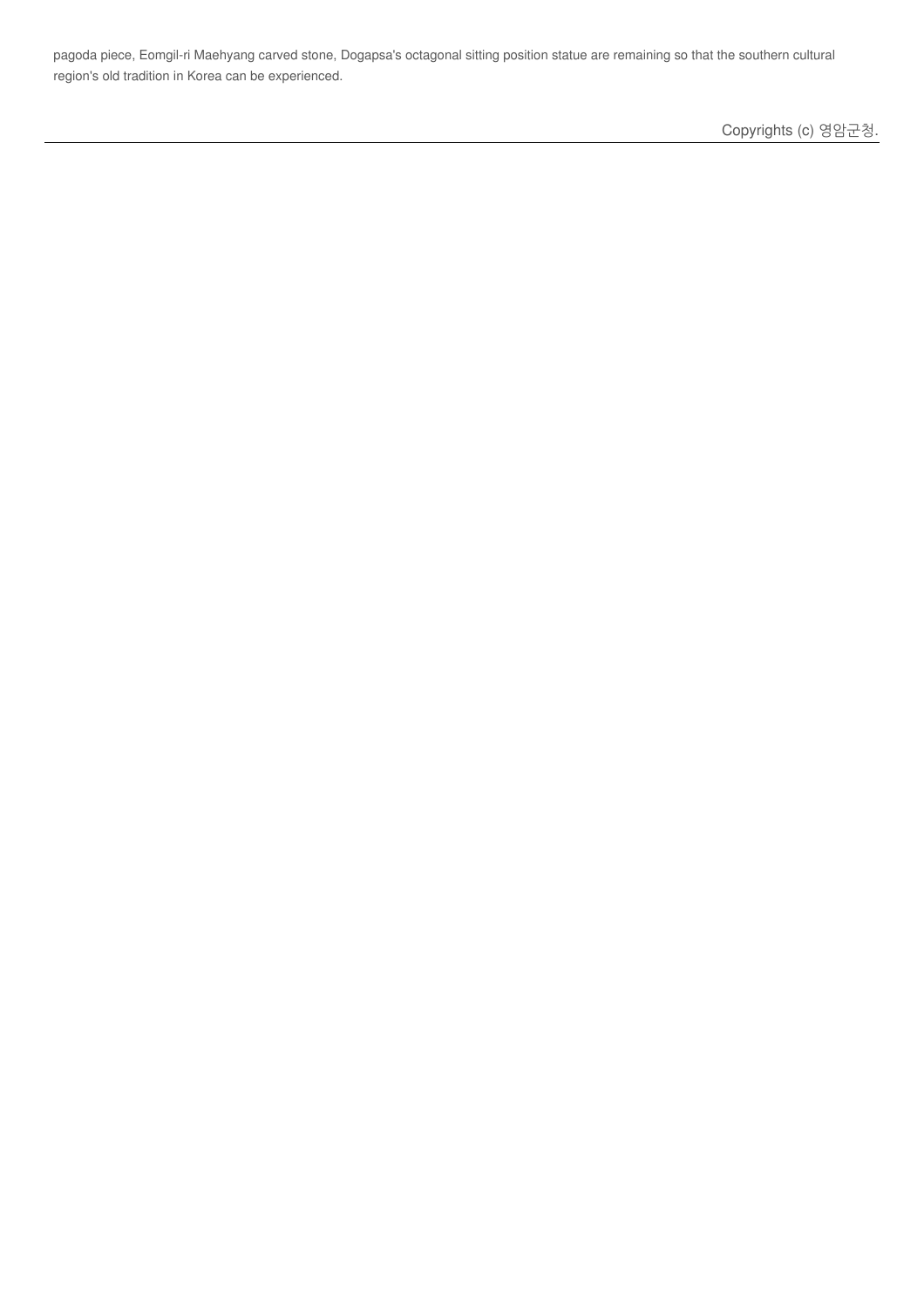pagoda piece, Eomgil-ri Maehyang carved stone, Dogapsa's octagonal sitting position statue are remaining so that the southern cultural region's old tradition in Korea can be experienced.

Copyrights (c) 영암군청.